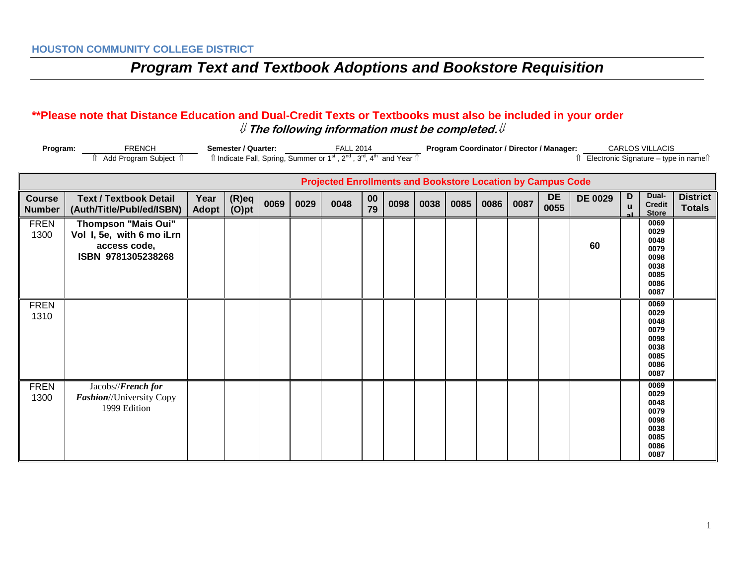**HOUSTON COMMUNITY COLLEGE DISTRICT**

# *Program Text and Textbook Adoptions and Bookstore Requisition*

**\*\*Please note that Distance Education and Dual-Credit Texts or Textbooks must also be included in your order**

⇓ ***The following information must be completed.*** ⇓

**Program:** FRENCH
⇑ Add Program Subject ⇑

**Semester / Quarter:** FALL 2014
⇑ Indicate Fall, Spring, Summer or 1st, 2nd, 3rd, 4th and Year ⇑

**Program Coordinator / Director / Manager:** CARLOS VILLACIS
⇑ Electronic Signature – type in name ⇑

| | | | | Projected Enrollments and Bookstore Location by Campus Code | | | | | | | | | | | | | |
|---|---|---|---|---|---|---|---|---|---|---|---|---|---|---|---|---|---|
| **Course Number** | **Text / Textbook Detail (Auth/Title/Publ/ed/ISBN)** | **Year Adopt** | **(R)eq (O)pt** | **0069** | **0029** | **0048** | **0079** | **0098** | **0038** | **0085** | **0086** | **0087** | **DE 0055** | **DE 0029** | **Dual** | **Dual-Credit Store** | **District Totals** |
| FREN 1300 | **Thompson "Mais Oui" Vol I, 5e, with 6 mo iLrn access code, ISBN 9781305238268** | | | | | | | | | | | | | **60** | | **0069 0029 0048 0079 0098 0038 0085 0086 0087** | |
| FREN 1310 | | | | | | | | | | | | | | | | **0069 0029 0048 0079 0098 0038 0085 0086 0087** | |
| FREN 1300 | Jacobs//***French for Fashion***//University Copy 1999 Edition | | | | | | | | | | | | | | | **0069 0029 0048 0079 0098 0038 0085 0086 0087** | |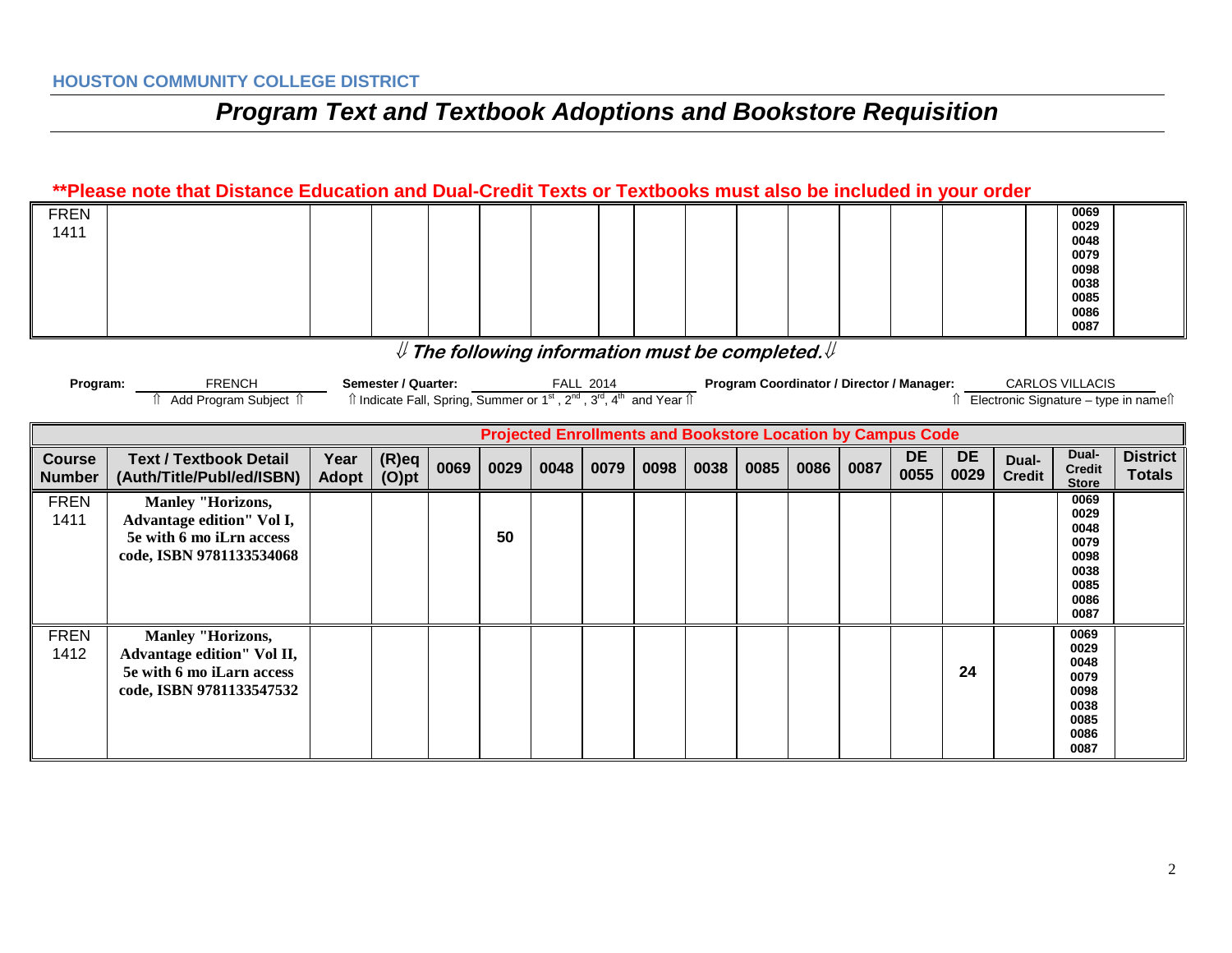HOUSTON COMMUNITY COLLEGE DISTRICT

# *Program Text and Textbook Adoptions and Bookstore Requisition*

**\*\*Please note that Distance Education and Dual-Credit Texts or Textbooks must also be included in your order**

| FREN 1411 | | | | | | | | | | | | | | | | | 0069 0029 0048 0079 0098 0038 0085 0086 0087 | |
|---|---|---|---|---|---|---|---|---|---|---|---|---|---|---|---|---|---|---|

***⇓ The following information must be completed.⇓***

**Program:** FRENCH
⇑ Add Program Subject ⇑

**Semester / Quarter:** FALL 2014
⇑ Indicate Fall, Spring, Summer or 1st, 2nd, 3rd, 4th and Year ⇑

**Program Coordinator / Director / Manager:** CARLOS VILLACIS
⇑ Electronic Signature – type in name⇑

| | | | | Projected Enrollments and Bookstore Location by Campus Code | | | | | | | | | | | | | | |
|---|---|---|---|---|---|---|---|---|---|---|---|---|---|---|---|---|---|---|
| **Course Number** | **Text / Textbook Detail (Auth/Title/Publ/ed/ISBN)** | **Year Adopt** | **(R)eq (O)pt** | **0069** | **0029** | **0048** | **0079** | **0098** | **0038** | **0085** | **0086** | **0087** | **DE 0055** | **DE 0029** | **Dual-Credit** | **Dual-Credit Store** | **District Totals** |
| FREN 1411 | **Manley "Horizons, Advantage edition" Vol I, 5e with 6 mo iLrn access code, ISBN 9781133534068** | | | | **50** | | | | | | | | | | | 0069 0029 0048 0079 0098 0038 0085 0086 0087 | |
| FREN 1412 | **Manley "Horizons, Advantage edition" Vol II, 5e with 6 mo iLarn access code, ISBN 9781133547532** | | | | | | | | | | | | | **24** | | 0069 0029 0048 0079 0098 0038 0085 0086 0087 | |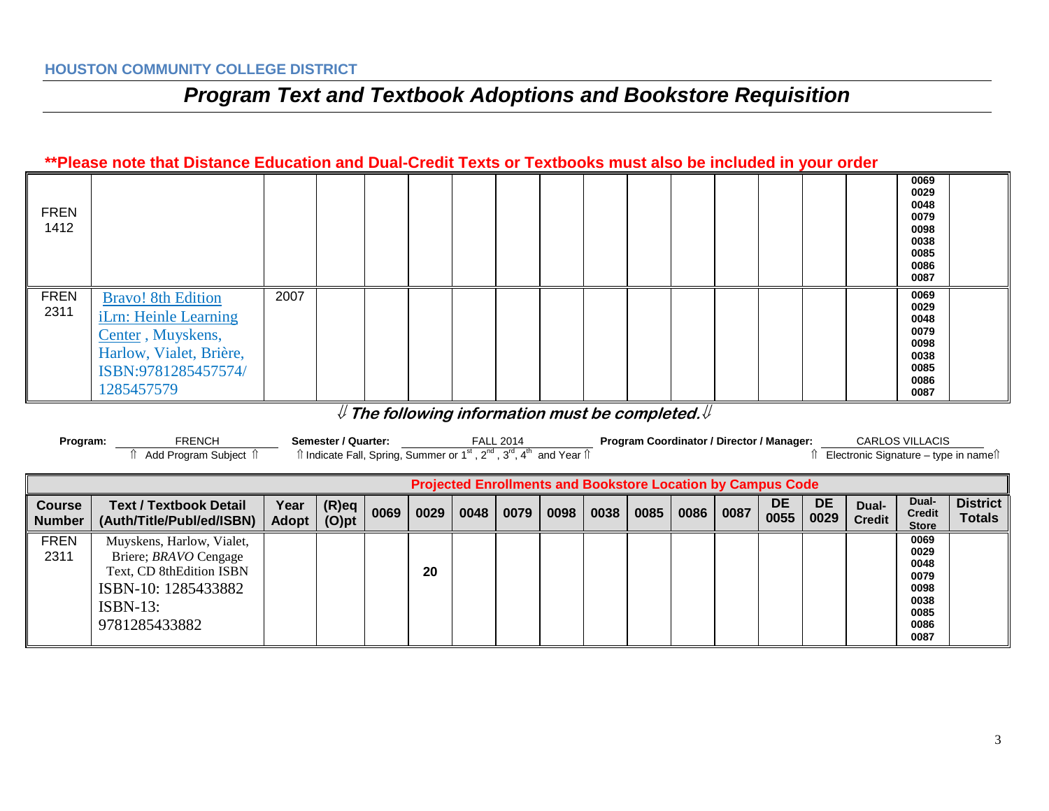HOUSTON COMMUNITY COLLEGE DISTRICT

# *Program Text and Textbook Adoptions and Bookstore Requisition*

**\*\*Please note that Distance Education and Dual-Credit Texts or Textbooks must also be included in your order**

| | | | | | | | | | | | | | | | | | |
|---|---|---|---|---|---|---|---|---|---|---|---|---|---|---|---|---|---|
| FREN 1412 | | | | | | | | | | | | | | | | 0069 0029 0048 0079 0098 0038 0085 0086 0087 | |
| FREN 2311 | Bravo! 8th Edition iLrn: Heinle Learning Center , Muyskens, Harlow, Vialet, Brière, ISBN:9781285457574/ 1285457579 | 2007 | | | | | | | | | | | | | | 0069 0029 0048 0079 0098 0038 0085 0086 0087 | |

***⇓ The following information must be completed.⇓***

**Program:** FRENCH
⇑ Add Program Subject ⇑

**Semester / Quarter:** FALL 2014
⇑ Indicate Fall, Spring, Summer or 1st , 2nd , 3rd, 4th and Year ⇑

**Program Coordinator / Director / Manager:** CARLOS VILLACIS
⇑ Electronic Signature – type in name⇑

| Projected Enrollments and Bookstore Location by Campus Code | | | | | | | | | | | | | | | | | |
|---|---|---|---|---|---|---|---|---|---|---|---|---|---|---|---|---|---|
| **Course Number** | **Text / Textbook Detail (Auth/Title/Publ/ed/ISBN)** | **Year Adopt** | **(R)eq (O)pt** | **0069** | **0029** | **0048** | **0079** | **0098** | **0038** | **0085** | **0086** | **0087** | **DE 0055** | **DE 0029** | **Dual-Credit** | **Dual-Credit Store** | **District Totals** |
| FREN 2311 | Muyskens, Harlow, Vialet, Briere; *BRAVO* Cengage Text, CD 8thEdition ISBN ISBN-10: 1285433882 ISBN-13: 9781285433882 | | | | **20** | | | | | | | | | | | 0069 0029 0048 0079 0098 0038 0085 0086 0087 | |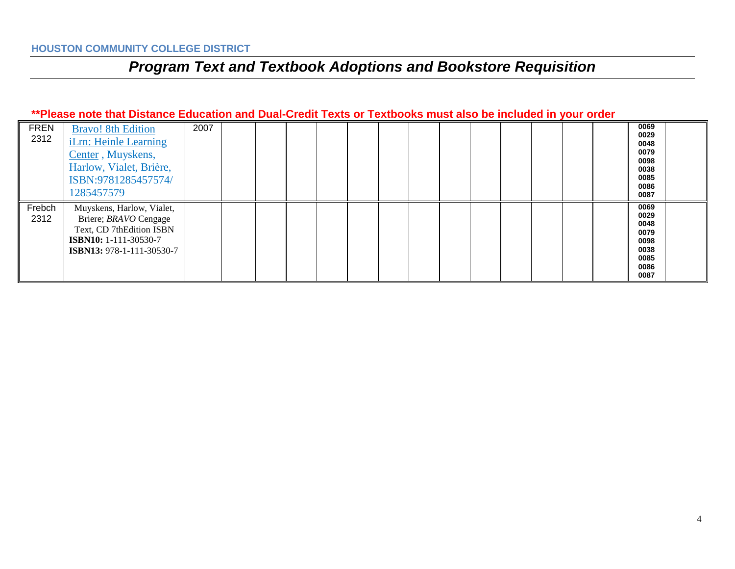**Please note that Distance Education and Dual-Credit Texts or Textbooks must also be included in your order**

| | | | | | | | | | | | | | | | | | |
|---|---|---|---|---|---|---|---|---|---|---|---|---|---|---|---|---|---|
| FREN 2312 | Bravo! 8th Edition iLrn: Heinle Learning Center , Muyskens, Harlow, Vialet, Brière, ISBN:9781285457574/ 1285457579 | 2007 | | | | | | | | | | | | | | **0069 0029 0048 0079 0098 0038 0085 0086 0087** | |
| Frebch 2312 | Muyskens, Harlow, Vialet, Briere; *BRAVO* Cengage Text, CD 7thEdition ISBN **ISBN10:** 1-111-30530-7 **ISBN13:** 978-1-111-30530-7 | | | | | | | | | | | | | | | **0069 0029 0048 0079 0098 0038 0085 0086 0087** | |